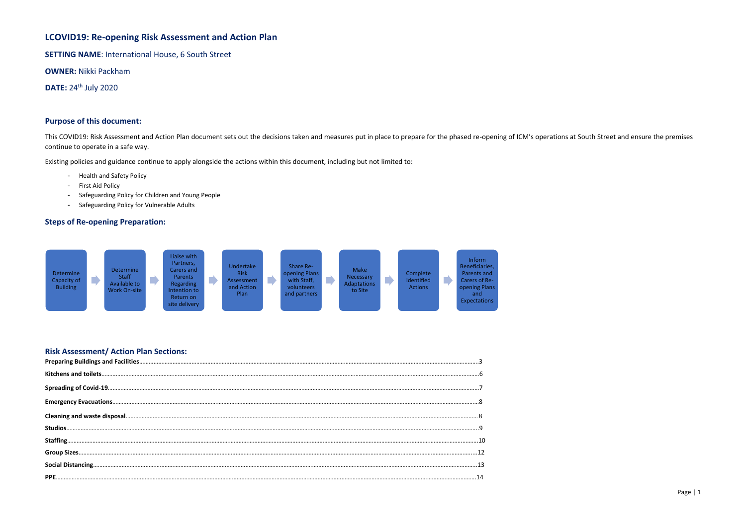# LCOVID19: Re-opening Risk Assessment and Action Plan

**SETTING NAME**: International House, 6 South Street

**OWNER:** Nikki Packham

**DATE:** 24th July 2020

## Purpose of this document:

This COVID19: Risk Assessment and Action Plan document sets out the decisions taken and measures put in place to prepare for the phased re-opening of ICM's operations at South Street and ensure the premises continue to operate in a safe way.

Existing policies and guidance continue to apply alongside the actions within this document, including but not limited to:

- Health and Safety Policy
- First Aid Policy
- Safeguarding Policy for Children and Young People
- Safeguarding Policy for Vulnerable Adults

## Steps of Re-opening Preparation:

Determine Capacity of Building → Determine Staff Available to Work On-site → Liaise with Partners, Carers and Parents Regarding Intention to Return on site delivery → Undertake Risk Assessment and Action Plan → Share Re-opening Plans with Staff, volunteers and partners → Make Necessary Adaptations to Site → Complete Identified Actions → Inform Beneficiaries, Parents and Carers of Re-opening Plans and Expectations

## Risk Assessment/ Action Plan Sections:

**Preparing Buildings and Facilities**........3

**Kitchens and toilets**........6

**Spreading of Covid-19**........7

**Emergency Evacuations**........8

**Cleaning and waste disposal**........8

**Studios**........9

**Staffing**........10

**Group Sizes**........12

**Social Distancing**........13

**PPE**........14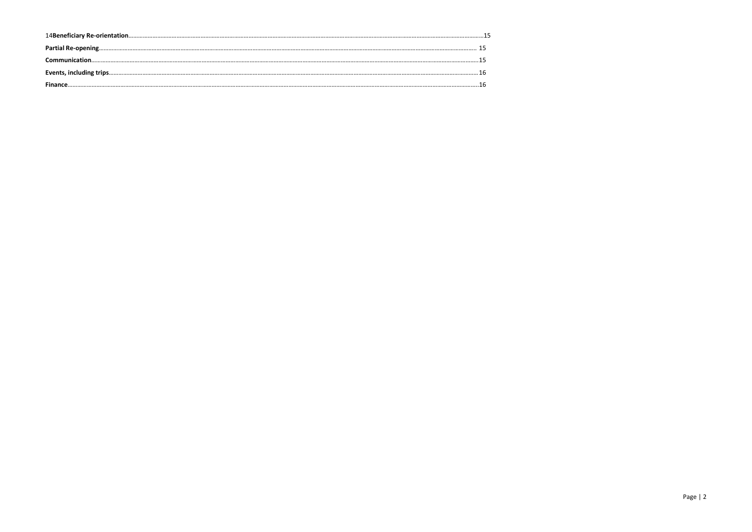14**Beneficiary Re-orientation**......15

**Partial Re-opening**...... 15

**Communication**......15

**Events, including trips**......16

**Finance**......16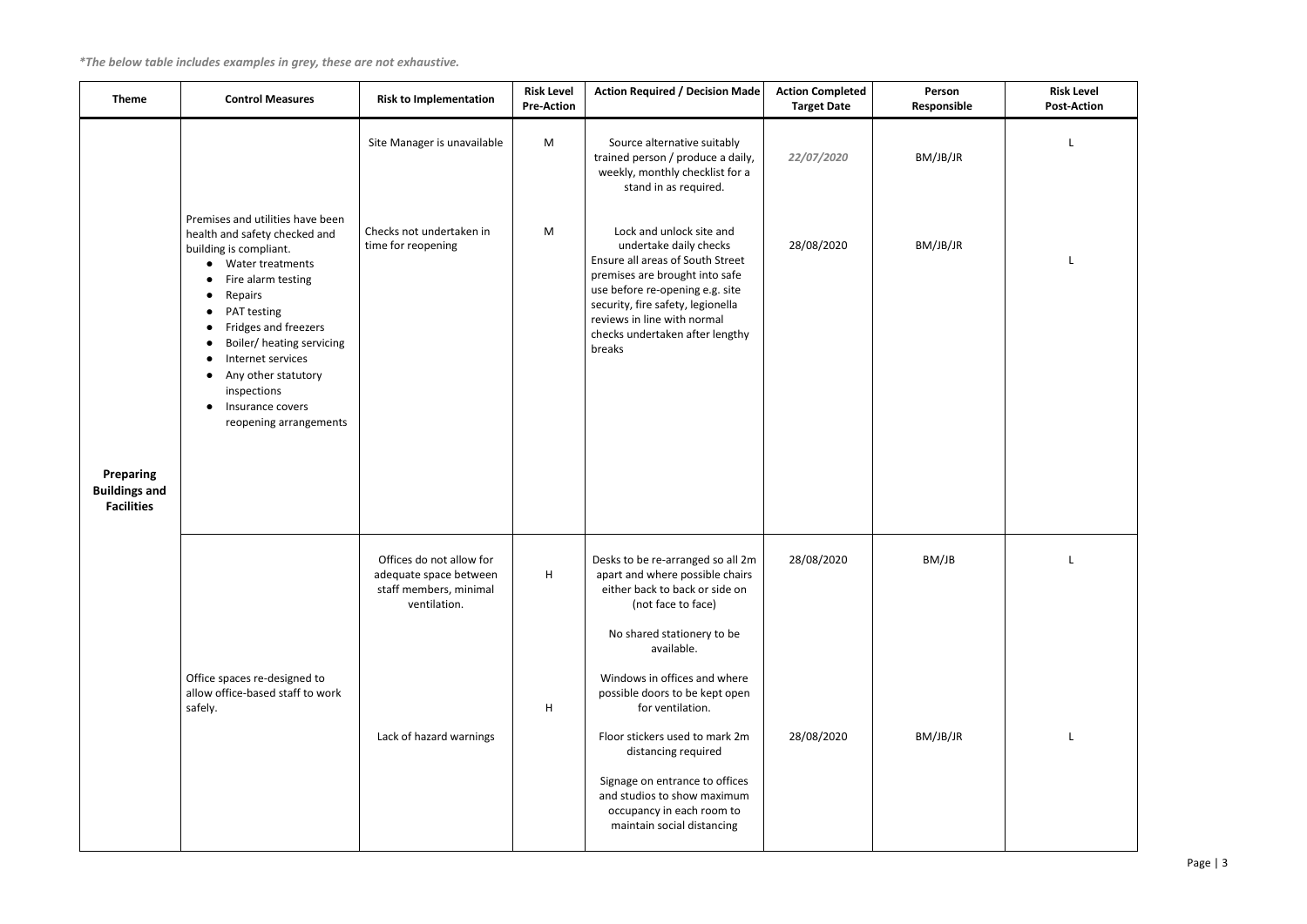*\*The below table includes examples in grey, these are not exhaustive.*

| Theme | Control Measures | Risk to Implementation | Risk Level Pre-Action | Action Required / Decision Made | Action Completed Target Date | Person Responsible | Risk Level Post-Action |
|---|---|---|---|---|---|---|---|
| **Preparing Buildings and Facilities** | Premises and utilities have been health and safety checked and building is compliant.<br>• Water treatments<br>• Fire alarm testing<br>• Repairs<br>• PAT testing<br>• Fridges and freezers<br>• Boiler/ heating servicing<br>• Internet services<br>• Any other statutory inspections<br>• Insurance covers reopening arrangements | Site Manager is unavailable | M | Source alternative suitably trained person / produce a daily, weekly, monthly checklist for a stand in as required. | *22/07/2020* | BM/JB/JR | L |
| | | Checks not undertaken in time for reopening | M | Lock and unlock site and undertake daily checks<br>Ensure all areas of South Street premises are brought into safe use before re-opening e.g. site security, fire safety, legionella reviews in line with normal checks undertaken after lengthy breaks | 28/08/2020 | BM/JB/JR | L |
| | Office spaces re-designed to allow office-based staff to work safely. | Offices do not allow for adequate space between staff members, minimal ventilation. | H | Desks to be re-arranged so all 2m apart and where possible chairs either back to back or side on (not face to face)<br>No shared stationery to be available.<br>Windows in offices and where possible doors to be kept open for ventilation. | 28/08/2020 | BM/JB | L |
| | | Lack of hazard warnings | H | Floor stickers used to mark 2m distancing required<br>Signage on entrance to offices and studios to show maximum occupancy in each room to maintain social distancing | 28/08/2020 | BM/JB/JR | L |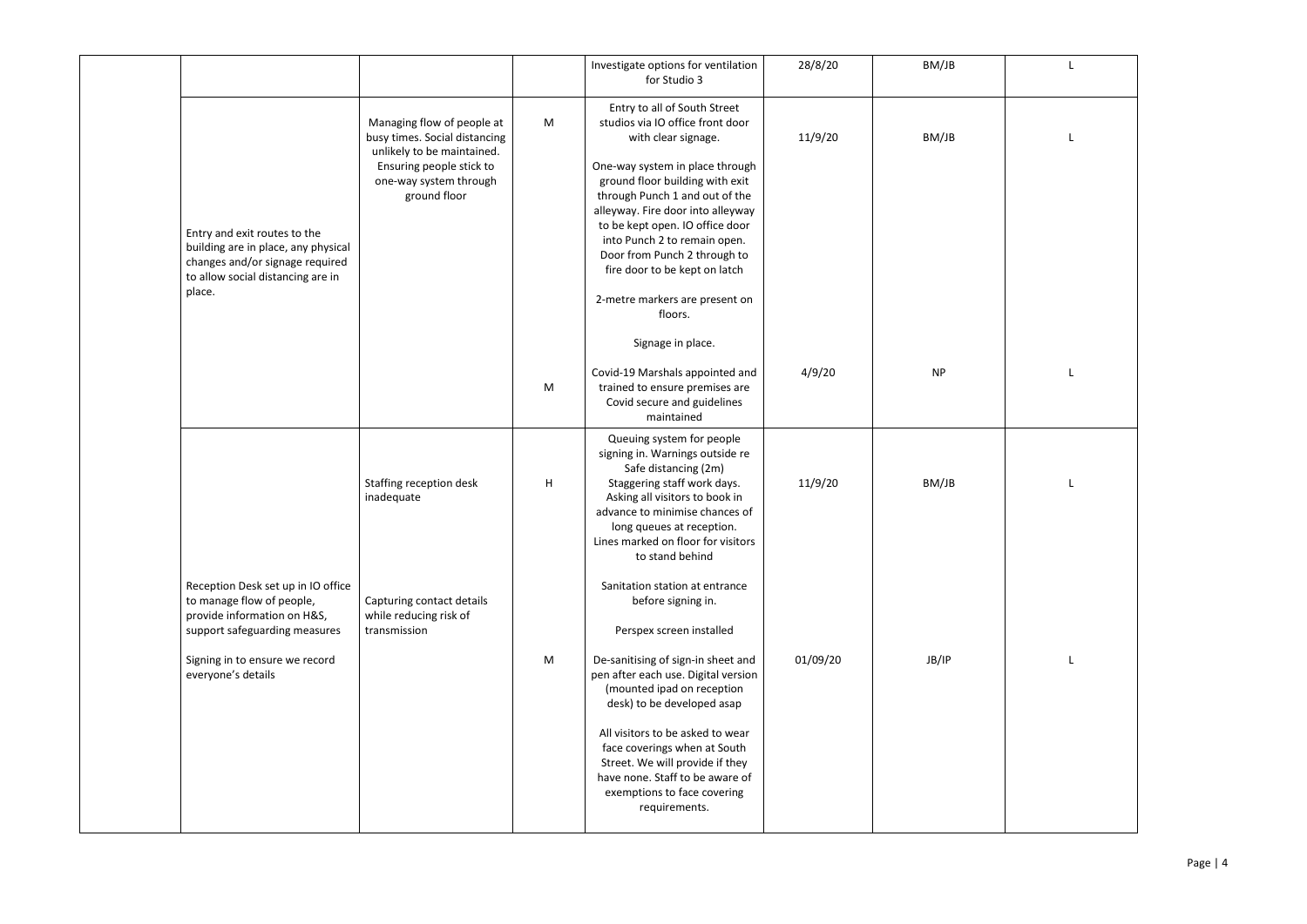| | | | | | | | |
|---|---|---|---|---|---|---|---|
| | | | | Investigate options for ventilation for Studio 3 | 28/8/20 | BM/JB | L |
| | Entry and exit routes to the building are in place, any physical changes and/or signage required to allow social distancing are in place. | Managing flow of people at busy times. Social distancing unlikely to be maintained. Ensuring people stick to one-way system through ground floor | M | Entry to all of South Street studios via IO office front door with clear signage.<br><br>One-way system in place through ground floor building with exit through Punch 1 and out of the alleyway. Fire door into alleyway to be kept open. IO office door into Punch 2 to remain open. Door from Punch 2 through to fire door to be kept on latch<br><br>2-metre markers are present on floors.<br><br>Signage in place. | 11/9/20 | BM/JB | L |
| | | | M | Covid-19 Marshals appointed and trained to ensure premises are Covid secure and guidelines maintained | 4/9/20 | NP | L |
| | Reception Desk set up in IO office to manage flow of people, provide information on H&S, support safeguarding measures<br><br>Signing in to ensure we record everyone's details | Staffing reception desk inadequate | H | Queuing system for people signing in. Warnings outside re Safe distancing (2m)<br>Staggering staff work days.<br>Asking all visitors to book in advance to minimise chances of long queues at reception.<br>Lines marked on floor for visitors to stand behind<br><br>Sanitation station at entrance before signing in.<br><br>Perspex screen installed | 11/9/20 | BM/JB | L |
| | | Capturing contact details while reducing risk of transmission | M | De-sanitising of sign-in sheet and pen after each use. Digital version (mounted ipad on reception desk) to be developed asap<br><br>All visitors to be asked to wear face coverings when at South Street. We will provide if they have none. Staff to be aware of exemptions to face covering requirements. | 01/09/20 | JB/IP | L |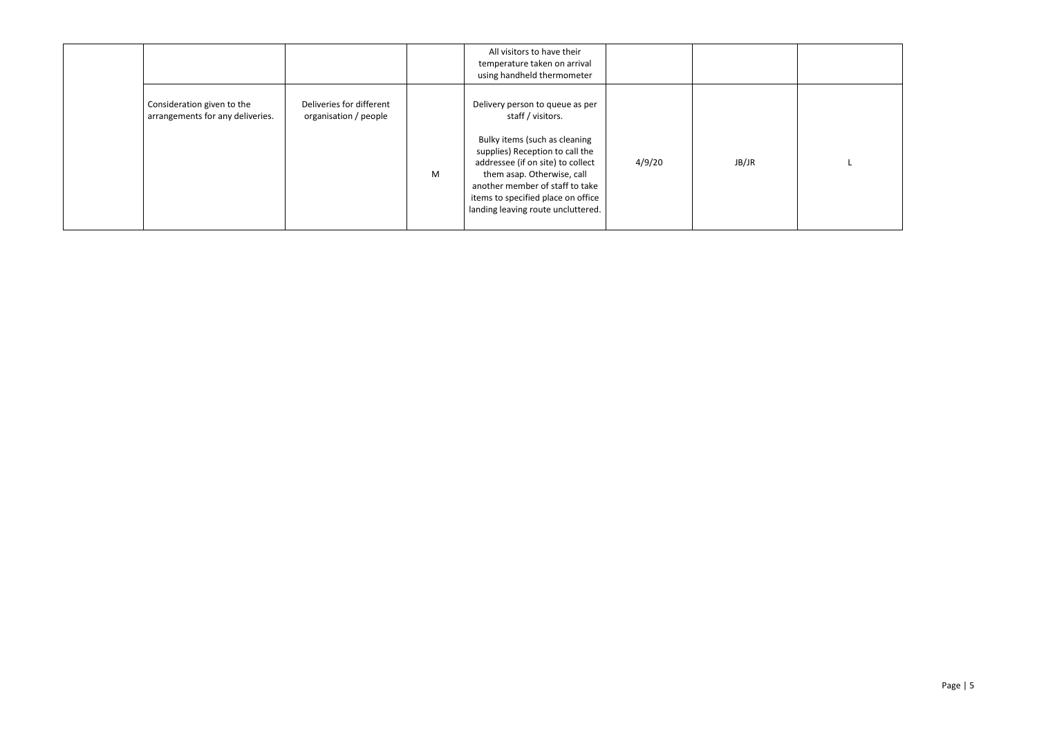| | | | | | | | |
|---|---|---|---|---|---|---|---|
| | | | | All visitors to have their temperature taken on arrival using handheld thermometer | | | |
| | Consideration given to the arrangements for any deliveries. | Deliveries for different organisation / people | M | Delivery person to queue as per staff / visitors.<br><br>Bulky items (such as cleaning supplies) Reception to call the addressee (if on site) to collect them asap. Otherwise, call another member of staff to take items to specified place on office landing leaving route uncluttered. | 4/9/20 | JB/JR | L |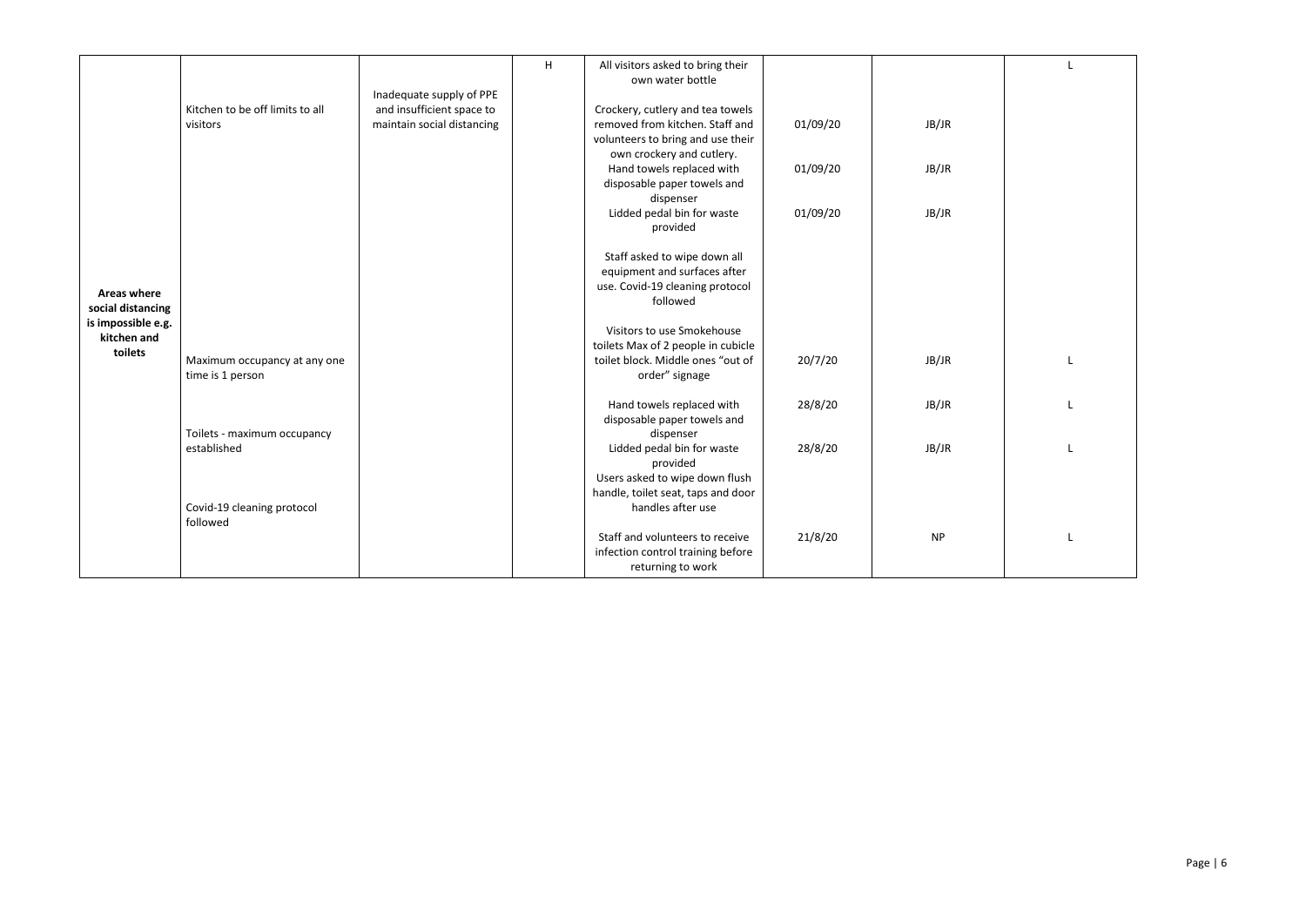| | | | | | | | |
|---|---|---|---|---|---|---|---|
| **Areas where social distancing is impossible e.g. kitchen and toilets** | Kitchen to be off limits to all visitors | Inadequate supply of PPE and insufficient space to maintain social distancing | H | All visitors asked to bring their own water bottle | | | L |
| | | | | Crockery, cutlery and tea towels removed from kitchen. Staff and volunteers to bring and use their own crockery and cutlery. | 01/09/20 | JB/JR | |
| | | | | Hand towels replaced with disposable paper towels and dispenser | 01/09/20 | JB/JR | |
| | | | | Lidded pedal bin for waste provided | 01/09/20 | JB/JR | |
| | | | | Staff asked to wipe down all equipment and surfaces after use. Covid-19 cleaning protocol followed | | | |
| | Maximum occupancy at any one time is 1 person | | | Visitors to use Smokehouse toilets Max of 2 people in cubicle toilet block. Middle ones "out of order" signage | 20/7/20 | JB/JR | L |
| | Toilets - maximum occupancy established | | | Hand towels replaced with disposable paper towels and dispenser | 28/8/20 | JB/JR | L |
| | | | | Lidded pedal bin for waste provided | 28/8/20 | JB/JR | L |
| | Covid-19 cleaning protocol followed | | | Users asked to wipe down flush handle, toilet seat, taps and door handles after use | | | |
| | | | | Staff and volunteers to receive infection control training before returning to work | 21/8/20 | NP | L |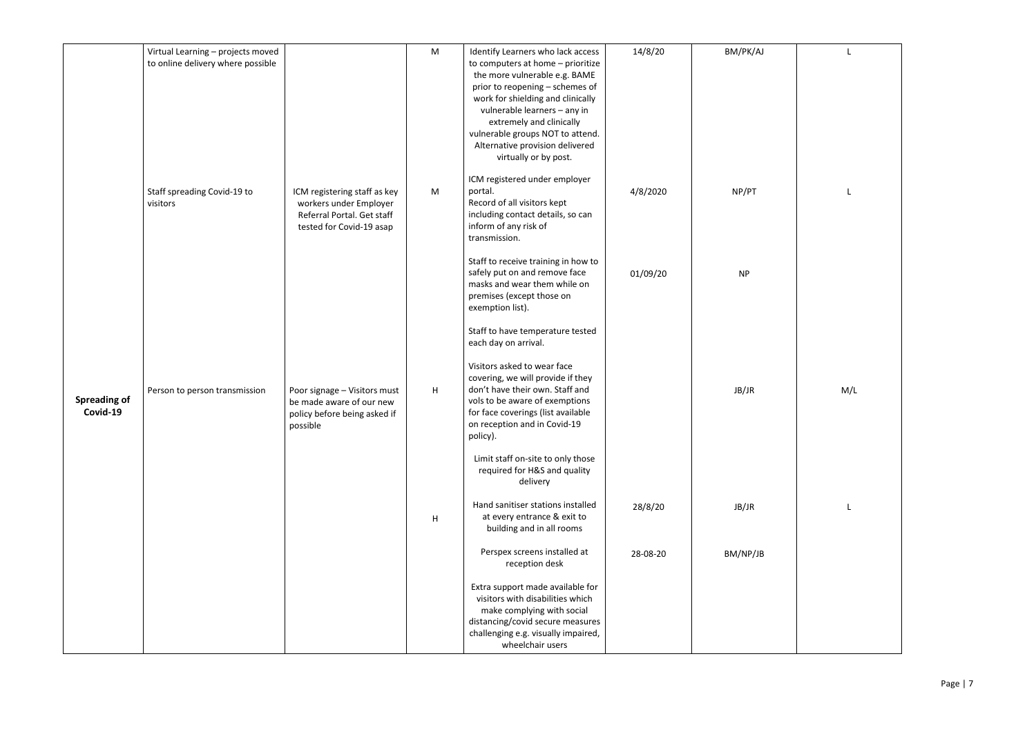| | | | | | | | |
|---|---|---|---|---|---|---|---|
| | Virtual Learning – projects moved to online delivery where possible | | M | Identify Learners who lack access to computers at home – prioritize the more vulnerable e.g. BAME prior to reopening – schemes of work for shielding and clinically vulnerable learners – any in extremely and clinically vulnerable groups NOT to attend. Alternative provision delivered virtually or by post. | 14/8/20 | BM/PK/AJ | L |
| | Staff spreading Covid-19 to visitors | ICM registering staff as key workers under Employer Referral Portal. Get staff tested for Covid-19 asap | M | ICM registered under employer portal.<br>Record of all visitors kept including contact details, so can inform of any risk of transmission. | 4/8/2020 | NP/PT | L |
| **Spreading of Covid-19** | Person to person transmission | Poor signage – Visitors must be made aware of our new policy before being asked if possible | H | Staff to receive training in how to safely put on and remove face masks and wear them while on premises (except those on exemption list).<br><br>Staff to have temperature tested each day on arrival.<br><br>Visitors asked to wear face covering, we will provide if they don't have their own. Staff and vols to be aware of exemptions for face coverings (list available on reception and in Covid-19 policy).<br><br>Limit staff on-site to only those required for H&S and quality delivery | 01/09/20 | NP<br><br>JB/JR | M/L |
| | | | H | Hand sanitiser stations installed at every entrance & exit to building and in all rooms | 28/8/20 | JB/JR | L |
| | | | | Perspex screens installed at reception desk | 28-08-20 | BM/NP/JB | |
| | | | | Extra support made available for visitors with disabilities which make complying with social distancing/covid secure measures challenging e.g. visually impaired, wheelchair users | | | |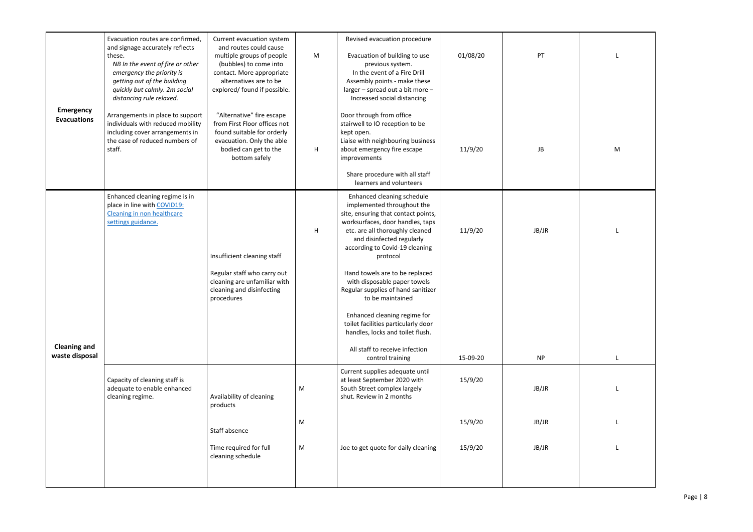| | | | | | | | |
|---|---|---|---|---|---|---|---|
| **Emergency Evacuations** | Evacuation routes are confirmed, and signage accurately reflects these.<br>*NB In the event of fire or other emergency the priority is getting out of the building quickly but calmly. 2m social distancing rule relaxed.* | Current evacuation system and routes could cause multiple groups of people (bubbles) to come into contact. More appropriate alternatives are to be explored/ found if possible. | M | Revised evacuation procedure<br><br>Evacuation of building to use previous system.<br>In the event of a Fire Drill Assembly points - make these larger – spread out a bit more – Increased social distancing | 01/08/20 | PT | L |
| | Arrangements in place to support individuals with reduced mobility including cover arrangements in the case of reduced numbers of staff. | "Alternative" fire escape from First Floor offices not found suitable for orderly evacuation. Only the able bodied can get to the bottom safely | H | Door through from office stairwell to IO reception to be kept open.<br>Liaise with neighbouring business about emergency fire escape improvements<br><br>Share procedure with all staff learners and volunteers | 11/9/20 | JB | M |
| **Cleaning and waste disposal** | Enhanced cleaning regime is in place in line with [COVID19: Cleaning in non healthcare settings guidance.]() | Insufficient cleaning staff<br><br>Regular staff who carry out cleaning are unfamiliar with cleaning and disinfecting procedures | H | Enhanced cleaning schedule implemented throughout the site, ensuring that contact points, worksurfaces, door handles, taps etc. are all thoroughly cleaned and disinfected regularly according to Covid-19 cleaning protocol<br><br>Hand towels are to be replaced with disposable paper towels<br>Regular supplies of hand sanitizer to be maintained<br><br>Enhanced cleaning regime for toilet facilities particularly door handles, locks and toilet flush. | 11/9/20 | JB/JR | L |
| | | | | All staff to receive infection control training | 15-09-20 | NP | L |
| | Capacity of cleaning staff is adequate to enable enhanced cleaning regime. | Availability of cleaning products | M | Current supplies adequate until at least September 2020 with South Street complex largely shut. Review in 2 months | 15/9/20 | JB/JR | L |
| | | Staff absence | M | | 15/9/20 | JB/JR | L |
| | | Time required for full cleaning schedule | M | Joe to get quote for daily cleaning | 15/9/20 | JB/JR | L |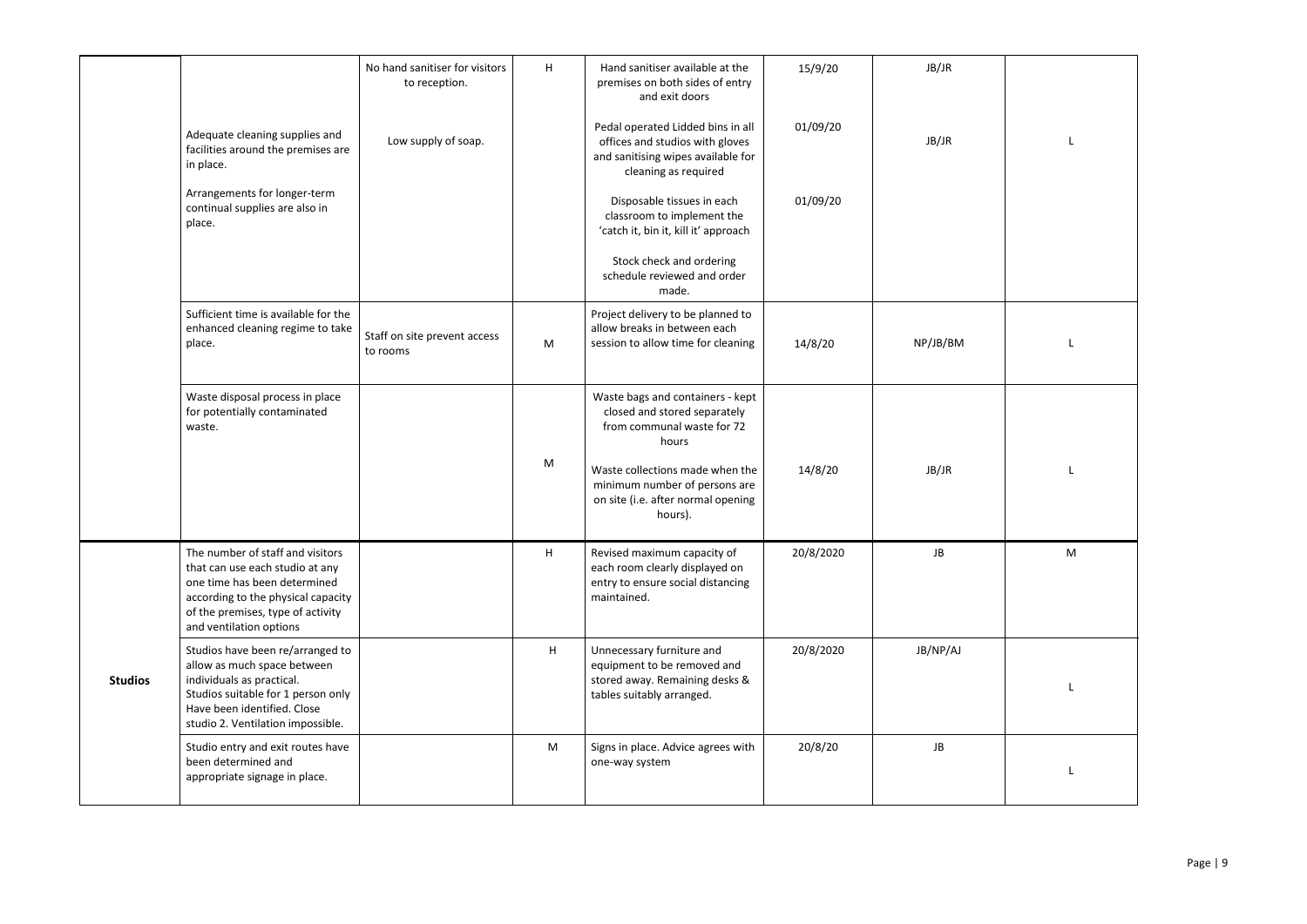| | | | | | | | |
|---|---|---|---|---|---|---|---|
| | Adequate cleaning supplies and facilities around the premises are in place.<br><br>Arrangements for longer-term continual supplies are also in place. | No hand sanitiser for visitors to reception.<br><br>Low supply of soap. | H | Hand sanitiser available at the premises on both sides of entry and exit doors<br><br>Pedal operated Lidded bins in all offices and studios with gloves and sanitising wipes available for cleaning as required<br><br>Disposable tissues in each classroom to implement the 'catch it, bin it, kill it' approach<br><br>Stock check and ordering schedule reviewed and order made. | 15/9/20<br><br>01/09/20<br><br>01/09/20 | JB/JR<br><br>JB/JR | L |
| | Sufficient time is available for the enhanced cleaning regime to take place. | Staff on site prevent access to rooms | M | Project delivery to be planned to allow breaks in between each session to allow time for cleaning | 14/8/20 | NP/JB/BM | L |
| | Waste disposal process in place for potentially contaminated waste. | | M | Waste bags and containers - kept closed and stored separately from communal waste for 72 hours<br><br>Waste collections made when the minimum number of persons are on site (i.e. after normal opening hours). | 14/8/20 | JB/JR | L |
| **Studios** | The number of staff and visitors that can use each studio at any one time has been determined according to the physical capacity of the premises, type of activity and ventilation options | | H | Revised maximum capacity of each room clearly displayed on entry to ensure social distancing maintained. | 20/8/2020 | JB | M |
| | Studios have been re/arranged to allow as much space between individuals as practical. Studios suitable for 1 person only Have been identified. Close studio 2. Ventilation impossible. | | H | Unnecessary furniture and equipment to be removed and stored away. Remaining desks & tables suitably arranged. | 20/8/2020 | JB/NP/AJ | L |
| | Studio entry and exit routes have been determined and appropriate signage in place. | | M | Signs in place. Advice agrees with one-way system | 20/8/20 | JB | L |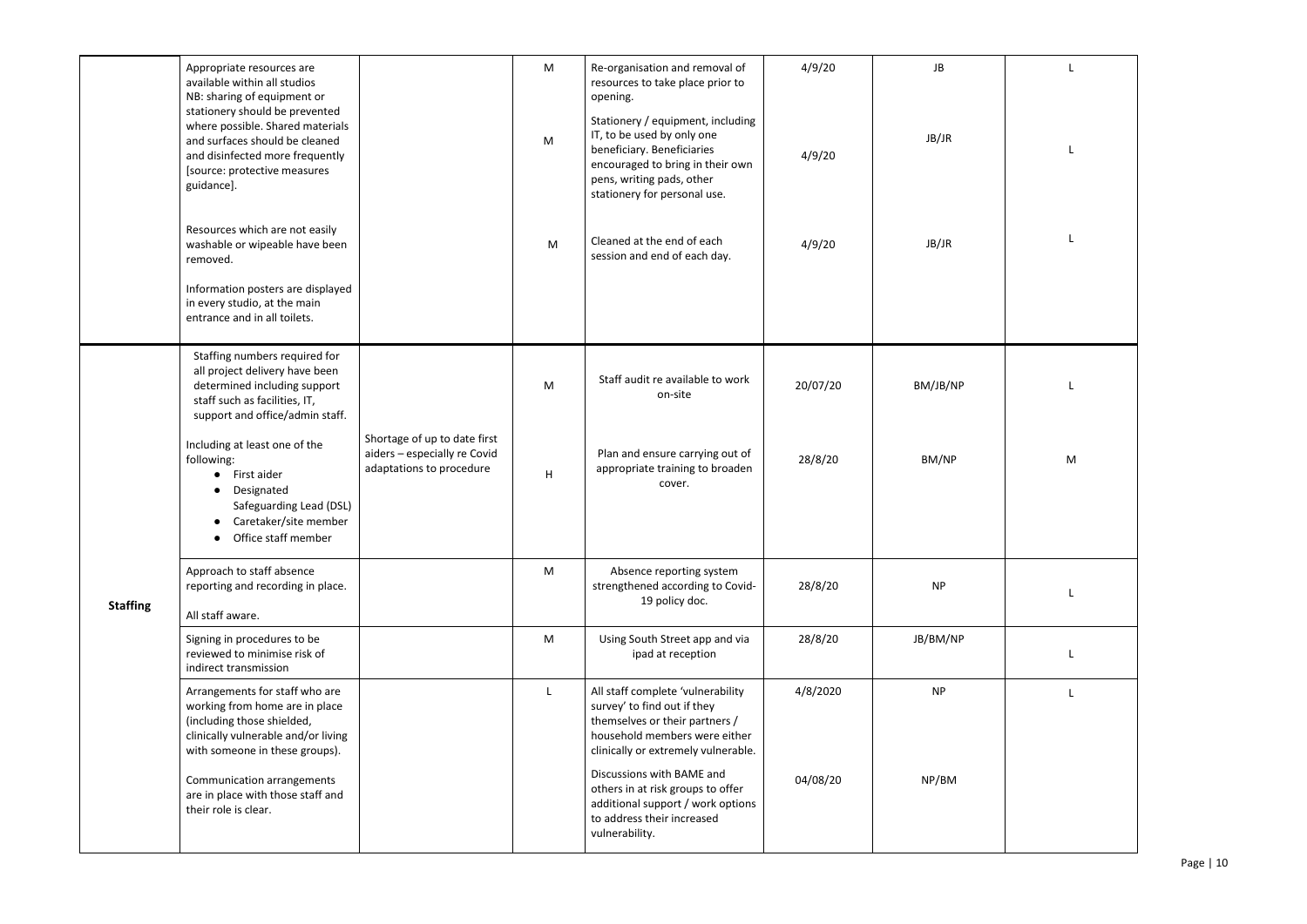| | | | | | | | |
|---|---|---|---|---|---|---|---|
| | Appropriate resources are available within all studios NB: sharing of equipment or stationery should be prevented where possible. Shared materials and surfaces should be cleaned and disinfected more frequently [source: protective measures guidance]. | | M | Re-organisation and removal of resources to take place prior to opening. | 4/9/20 | JB | L |
| | | | M | Stationery / equipment, including IT, to be used by only one beneficiary. Beneficiaries encouraged to bring in their own pens, writing pads, other stationery for personal use. | 4/9/20 | JB/JR | L |
| | Resources which are not easily washable or wipeable have been removed.<br><br>Information posters are displayed in every studio, at the main entrance and in all toilets. | | M | Cleaned at the end of each session and end of each day. | 4/9/20 | JB/JR | L |
| **Staffing** | Staffing numbers required for all project delivery have been determined including support staff such as facilities, IT, support and office/admin staff. | | M | Staff audit re available to work on-site | 20/07/20 | BM/JB/NP | L |
| | Including at least one of the following:<br>• First aider<br>• Designated Safeguarding Lead (DSL)<br>• Caretaker/site member<br>• Office staff member | Shortage of up to date first aiders – especially re Covid adaptations to procedure | H | Plan and ensure carrying out of appropriate training to broaden cover. | 28/8/20 | BM/NP | M |
| | Approach to staff absence reporting and recording in place.<br><br>All staff aware. | | M | Absence reporting system strengthened according to Covid-19 policy doc. | 28/8/20 | NP | L |
| | Signing in procedures to be reviewed to minimise risk of indirect transmission | | M | Using South Street app and via ipad at reception | 28/8/20 | JB/BM/NP | L |
| | Arrangements for staff who are working from home are in place (including those shielded, clinically vulnerable and/or living with someone in these groups). | | L | All staff complete 'vulnerability survey' to find out if they themselves or their partners / household members were either clinically or extremely vulnerable. | 4/8/2020 | NP | L |
| | Communication arrangements are in place with those staff and their role is clear. | | | Discussions with BAME and others in at risk groups to offer additional support / work options to address their increased vulnerability. | 04/08/20 | NP/BM | |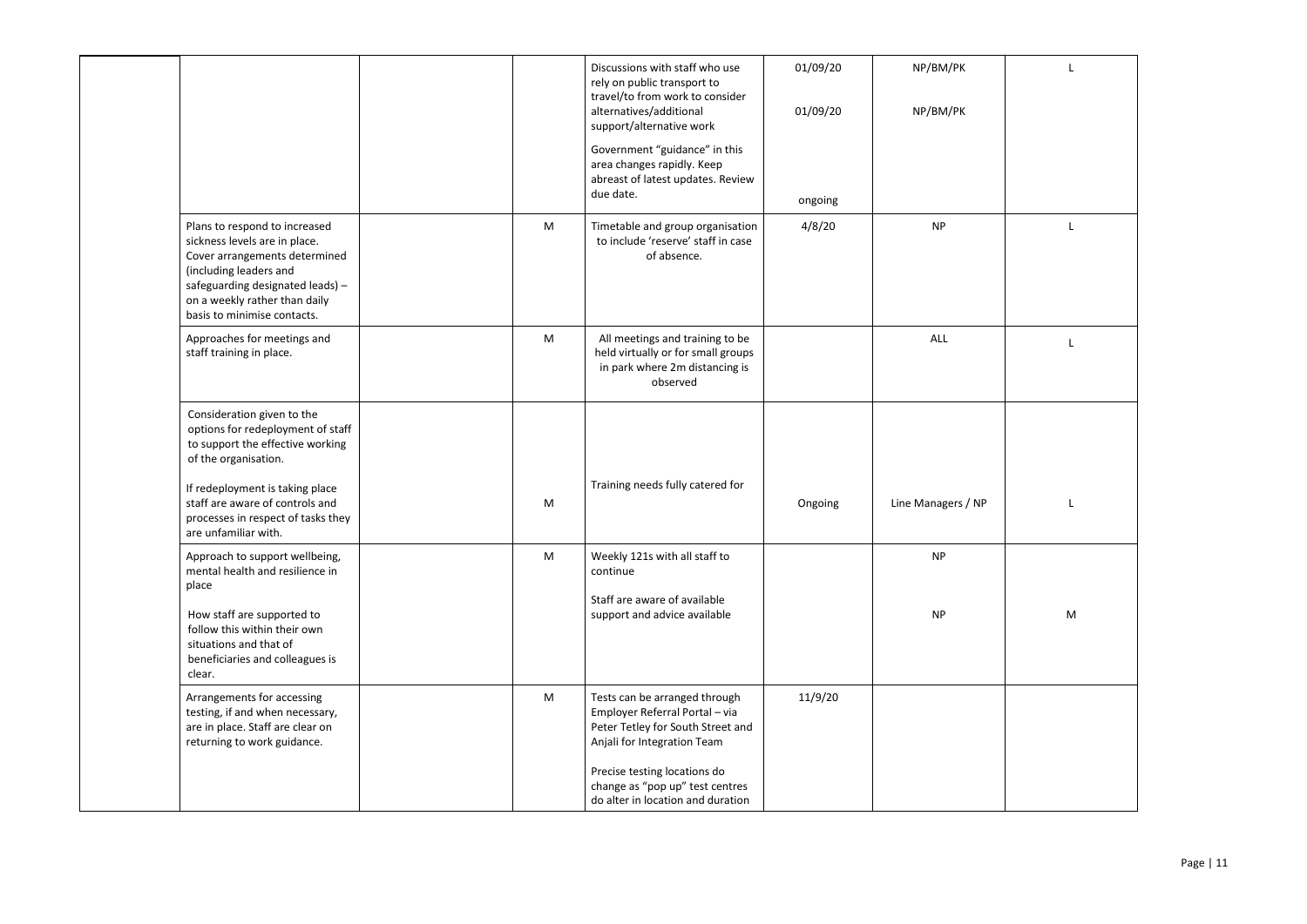| | | | | | | | |
|---|---|---|---|---|---|---|---|
| | | | | Discussions with staff who use rely on public transport to travel/to from work to consider alternatives/additional support/alternative work<br><br>Government "guidance" in this area changes rapidly. Keep abreast of latest updates. Review due date. | 01/09/20<br><br>01/09/20<br><br>ongoing | NP/BM/PK<br><br>NP/BM/PK | L |
| | Plans to respond to increased sickness levels are in place. Cover arrangements determined (including leaders and safeguarding designated leads) – on a weekly rather than daily basis to minimise contacts. | | M | Timetable and group organisation to include 'reserve' staff in case of absence. | 4/8/20 | NP | L |
| | Approaches for meetings and staff training in place. | | M | All meetings and training to be held virtually or for small groups in park where 2m distancing is observed | | ALL | L |
| | Consideration given to the options for redeployment of staff to support the effective working of the organisation.<br><br>If redeployment is taking place staff are aware of controls and processes in respect of tasks they are unfamiliar with. | | M | Training needs fully catered for | Ongoing | Line Managers / NP | L |
| | Approach to support wellbeing, mental health and resilience in place<br><br>How staff are supported to follow this within their own situations and that of beneficiaries and colleagues is clear. | | M | Weekly 121s with all staff to continue<br><br>Staff are aware of available support and advice available | | NP<br><br>NP | M |
| | Arrangements for accessing testing, if and when necessary, are in place. Staff are clear on returning to work guidance. | | M | Tests can be arranged through Employer Referral Portal – via Peter Tetley for South Street and Anjali for Integration Team<br><br>Precise testing locations do change as "pop up" test centres do alter in location and duration | 11/9/20 | | |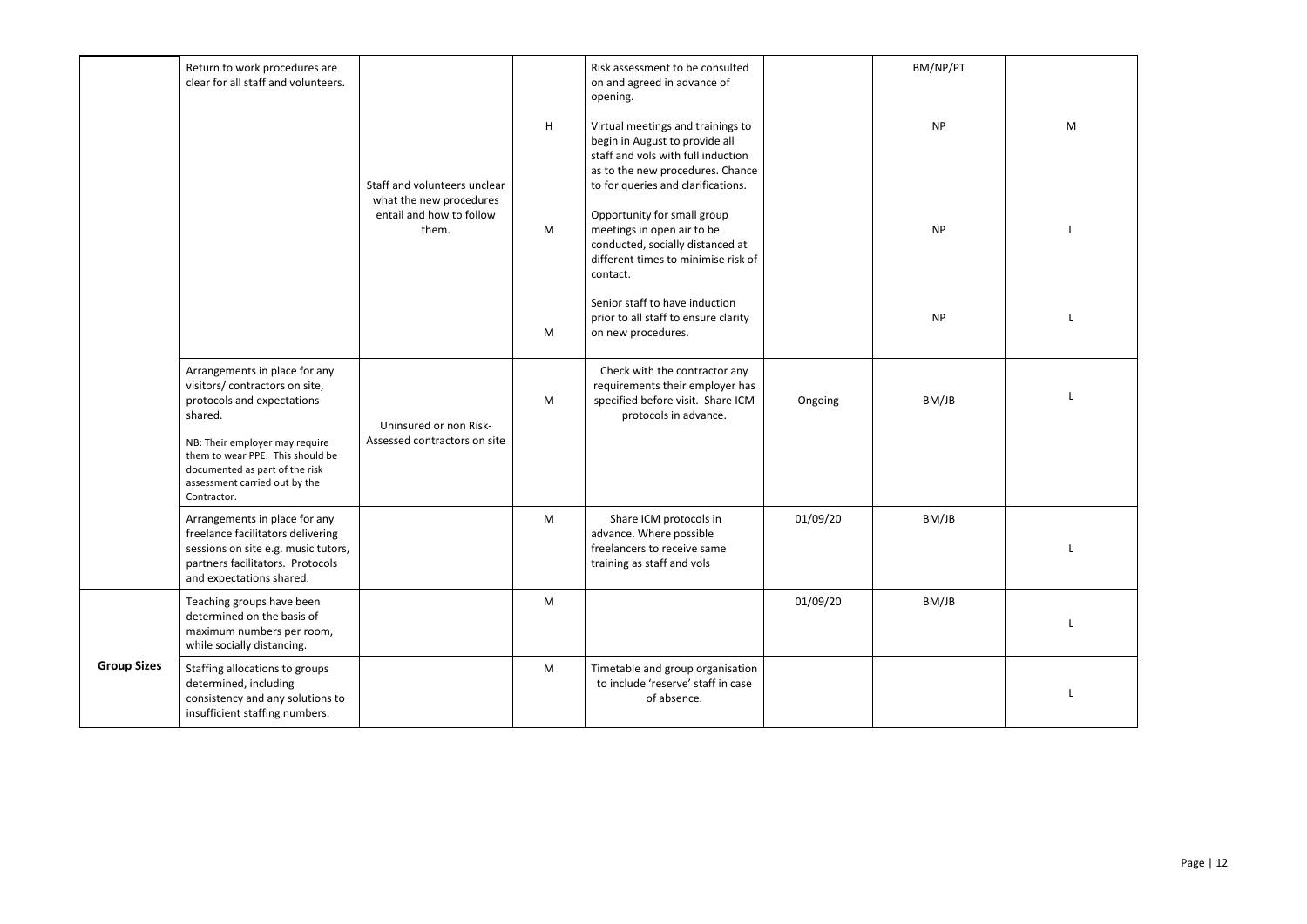| | | | | | | | |
|---|---|---|---|---|---|---|---|
| | Return to work procedures are clear for all staff and volunteers. | Staff and volunteers unclear what the new procedures entail and how to follow them. | H | Risk assessment to be consulted on and agreed in advance of opening.<br><br>Virtual meetings and trainings to begin in August to provide all staff and vols with full induction as to the new procedures. Chance to for queries and clarifications. | | BM/NP/PT<br><br>NP | M |
| | | | M | Opportunity for small group meetings in open air to be conducted, socially distanced at different times to minimise risk of contact. | | NP | L |
| | | | M | Senior staff to have induction prior to all staff to ensure clarity on new procedures. | | NP | L |
| | Arrangements in place for any visitors/ contractors on site, protocols and expectations shared.<br><br>NB: Their employer may require them to wear PPE. This should be documented as part of the risk assessment carried out by the Contractor. | Uninsured or non Risk-Assessed contractors on site | M | Check with the contractor any requirements their employer has specified before visit. Share ICM protocols in advance. | Ongoing | BM/JB | L |
| | Arrangements in place for any freelance facilitators delivering sessions on site e.g. music tutors, partners facilitators. Protocols and expectations shared. | | M | Share ICM protocols in advance. Where possible freelancers to receive same training as staff and vols | 01/09/20 | BM/JB | L |
| **Group Sizes** | Teaching groups have been determined on the basis of maximum numbers per room, while socially distancing. | | M | | 01/09/20 | BM/JB | L |
| | Staffing allocations to groups determined, including consistency and any solutions to insufficient staffing numbers. | | M | Timetable and group organisation to include 'reserve' staff in case of absence. | | | L |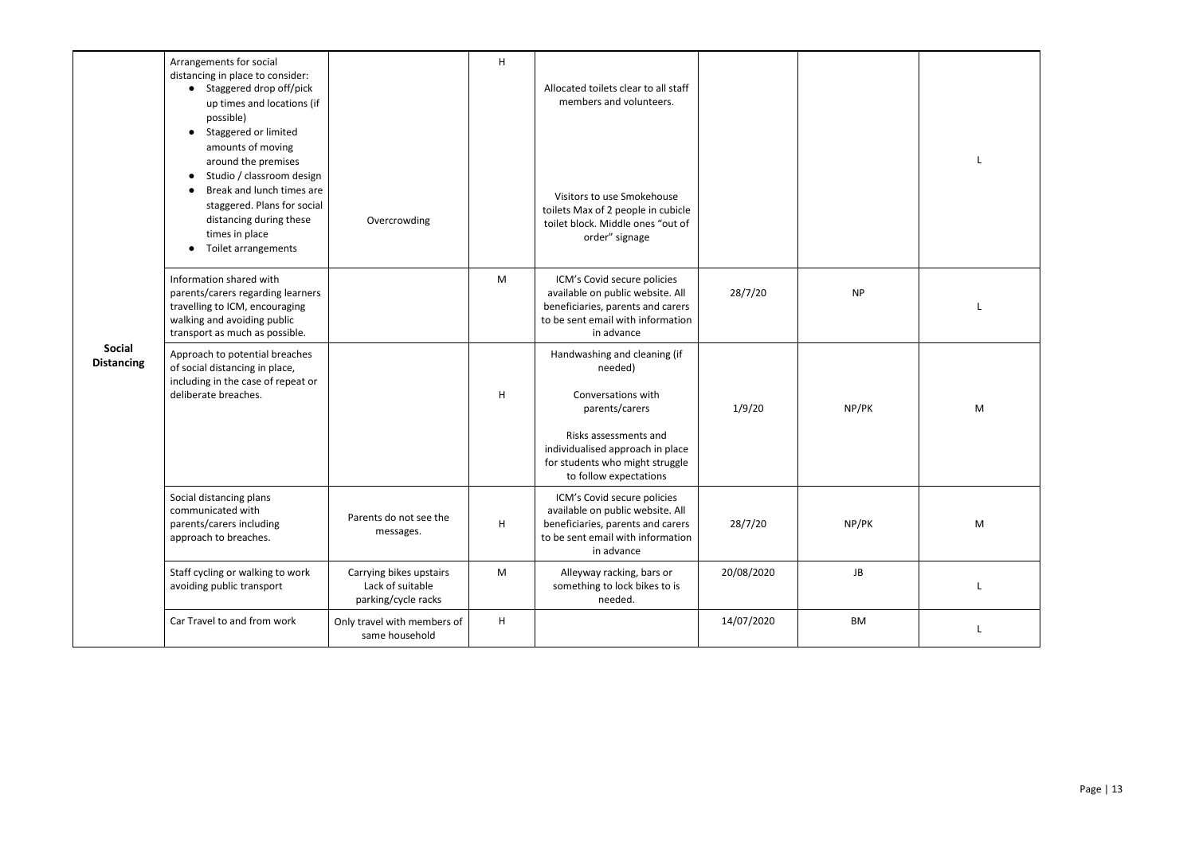| | | | | | | | |
|---|---|---|---|---|---|---|---|
| **Social Distancing** | Arrangements for social distancing in place to consider: <br>• Staggered drop off/pick up times and locations (if possible)<br>• Staggered or limited amounts of moving around the premises<br>• Studio / classroom design<br>• Break and lunch times are staggered. Plans for social distancing during these times in place<br>• Toilet arrangements | Overcrowding | H | Allocated toilets clear to all staff members and volunteers.<br><br>Visitors to use Smokehouse toilets Max of 2 people in cubicle toilet block. Middle ones "out of order" signage | | | L |
| | Information shared with parents/carers regarding learners travelling to ICM, encouraging walking and avoiding public transport as much as possible. | | M | ICM's Covid secure policies available on public website. All beneficiaries, parents and carers to be sent email with information in advance | 28/7/20 | NP | L |
| | Approach to potential breaches of social distancing in place, including in the case of repeat or deliberate breaches. | | H | Handwashing and cleaning (if needed)<br><br>Conversations with parents/carers<br><br>Risks assessments and individualised approach in place for students who might struggle to follow expectations | 1/9/20 | NP/PK | M |
| | Social distancing plans communicated with parents/carers including approach to breaches. | Parents do not see the messages. | H | ICM's Covid secure policies available on public website. All beneficiaries, parents and carers to be sent email with information in advance | 28/7/20 | NP/PK | M |
| | Staff cycling or walking to work avoiding public transport | Carrying bikes upstairs Lack of suitable parking/cycle racks | M | Alleyway racking, bars or something to lock bikes to is needed. | 20/08/2020 | JB | L |
| | Car Travel to and from work | Only travel with members of same household | H | | 14/07/2020 | BM | L |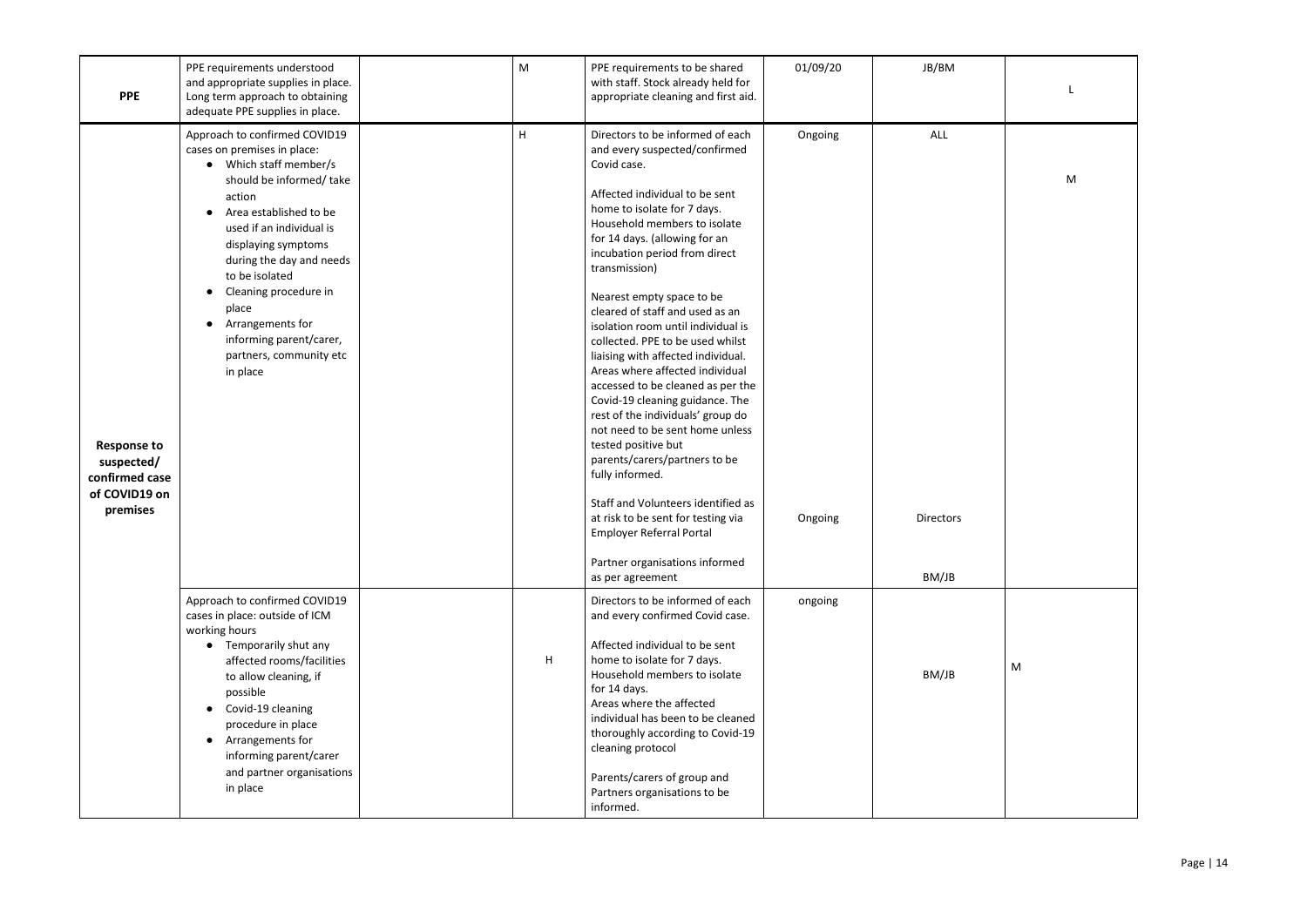| | | | | | | | |
|---|---|---|---|---|---|---|---|
| **PPE** | PPE requirements understood and appropriate supplies in place. Long term approach to obtaining adequate PPE supplies in place. | | M | PPE requirements to be shared with staff. Stock already held for appropriate cleaning and first aid. | 01/09/20 | JB/BM | L |
| **Response to suspected/ confirmed case of COVID19 on premises** | Approach to confirmed COVID19 cases on premises in place:<br>• Which staff member/s should be informed/ take action<br>• Area established to be used if an individual is displaying symptoms during the day and needs to be isolated<br>• Cleaning procedure in place<br>• Arrangements for informing parent/carer, partners, community etc in place | | H | Directors to be informed of each and every suspected/confirmed Covid case.<br><br>Affected individual to be sent home to isolate for 7 days. Household members to isolate for 14 days. (allowing for an incubation period from direct transmission)<br><br>Nearest empty space to be cleared of staff and used as an isolation room until individual is collected. PPE to be used whilst liaising with affected individual. Areas where affected individual accessed to be cleaned as per the Covid-19 cleaning guidance. The rest of the individuals' group do not need to be sent home unless tested positive but parents/carers/partners to be fully informed.<br><br>Staff and Volunteers identified as at risk to be sent for testing via Employer Referral Portal<br><br>Partner organisations informed as per agreement | Ongoing<br><br>Ongoing | ALL<br><br>Directors<br><br>BM/JB | M |
| | Approach to confirmed COVID19 cases in place: outside of ICM working hours<br>• Temporarily shut any affected rooms/facilities to allow cleaning, if possible<br>• Covid-19 cleaning procedure in place<br>• Arrangements for informing parent/carer and partner organisations in place | | H | Directors to be informed of each and every confirmed Covid case.<br><br>Affected individual to be sent home to isolate for 7 days. Household members to isolate for 14 days.<br>Areas where the affected individual has been to be cleaned thoroughly according to Covid-19 cleaning protocol<br><br>Parents/carers of group and Partners organisations to be informed. | ongoing | BM/JB | M |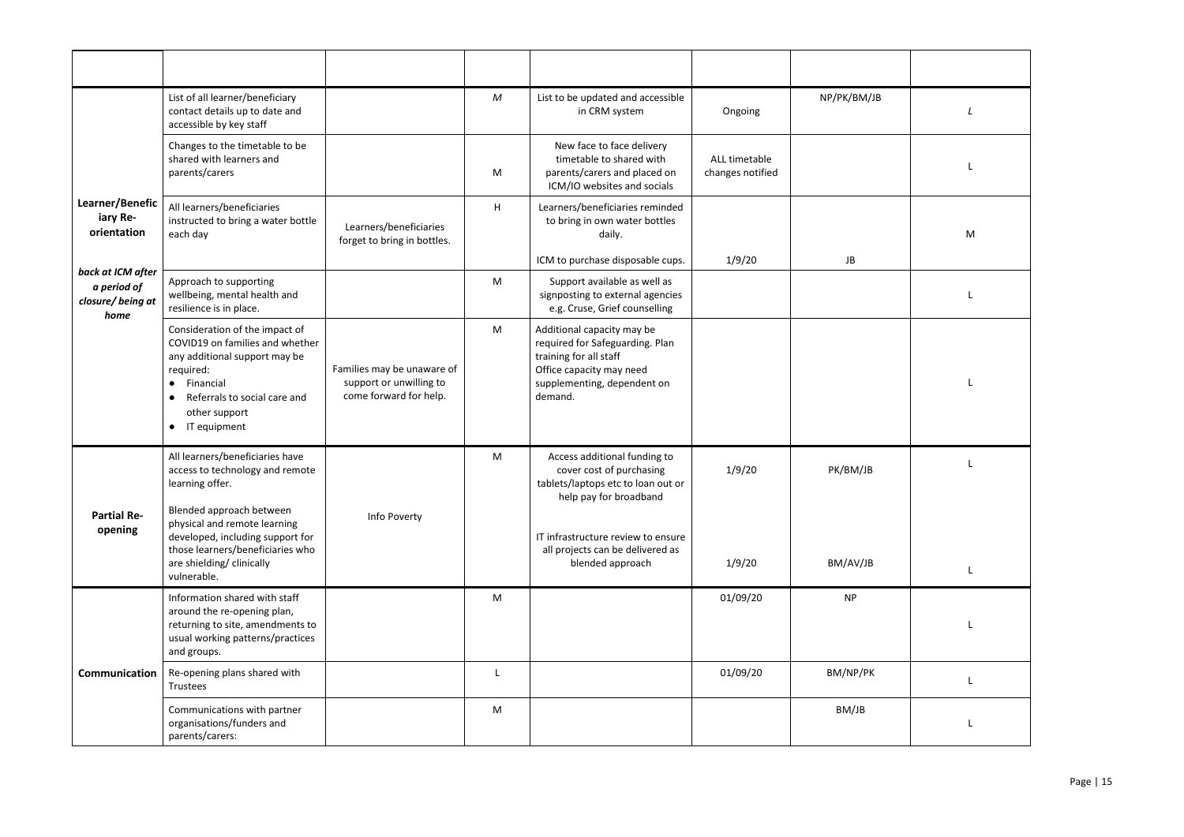| | | | | | | | |
|---|---|---|---|---|---|---|---|
| **Learner/Beneficiary Re-orientation** *back at ICM after a period of closure/ being at home* | List of all learner/beneficiary contact details up to date and accessible by key staff | | *M* | List to be updated and accessible in CRM system | Ongoing | NP/PK/BM/JB | *L* |
| | Changes to the timetable to be shared with learners and parents/carers | | M | New face to face delivery timetable to shared with parents/carers and placed on ICM/IO websites and socials | ALL timetable changes notified | | L |
| | All learners/beneficiaries instructed to bring a water bottle each day | Learners/beneficiaries forget to bring in bottles. | H | Learners/beneficiaries reminded to bring in own water bottles daily. ICM to purchase disposable cups. | 1/9/20 | JB | M |
| | Approach to supporting wellbeing, mental health and resilience is in place. | | M | Support available as well as signposting to external agencies e.g. Cruse, Grief counselling | | | L |
| | Consideration of the impact of COVID19 on families and whether any additional support may be required:<br>• Financial<br>• Referrals to social care and other support<br>• IT equipment | Families may be unaware of support or unwilling to come forward for help. | M | Additional capacity may be required for Safeguarding. Plan training for all staff<br>Office capacity may need supplementing, dependent on demand. | | | L |
| **Partial Re-opening** | All learners/beneficiaries have access to technology and remote learning offer. | Info Poverty | M | Access additional funding to cover cost of purchasing tablets/laptops etc to loan out or help pay for broadband | 1/9/20 | PK/BM/JB | L |
| | Blended approach between physical and remote learning developed, including support for those learners/beneficiaries who are shielding/ clinically vulnerable. | | | IT infrastructure review to ensure all projects can be delivered as blended approach | 1/9/20 | BM/AV/JB | L |
| **Communication** | Information shared with staff around the re-opening plan, returning to site, amendments to usual working patterns/practices and groups. | | M | | 01/09/20 | NP | L |
| | Re-opening plans shared with Trustees | | L | | 01/09/20 | BM/NP/PK | L |
| | Communications with partner organisations/funders and parents/carers: | | M | | | BM/JB | L |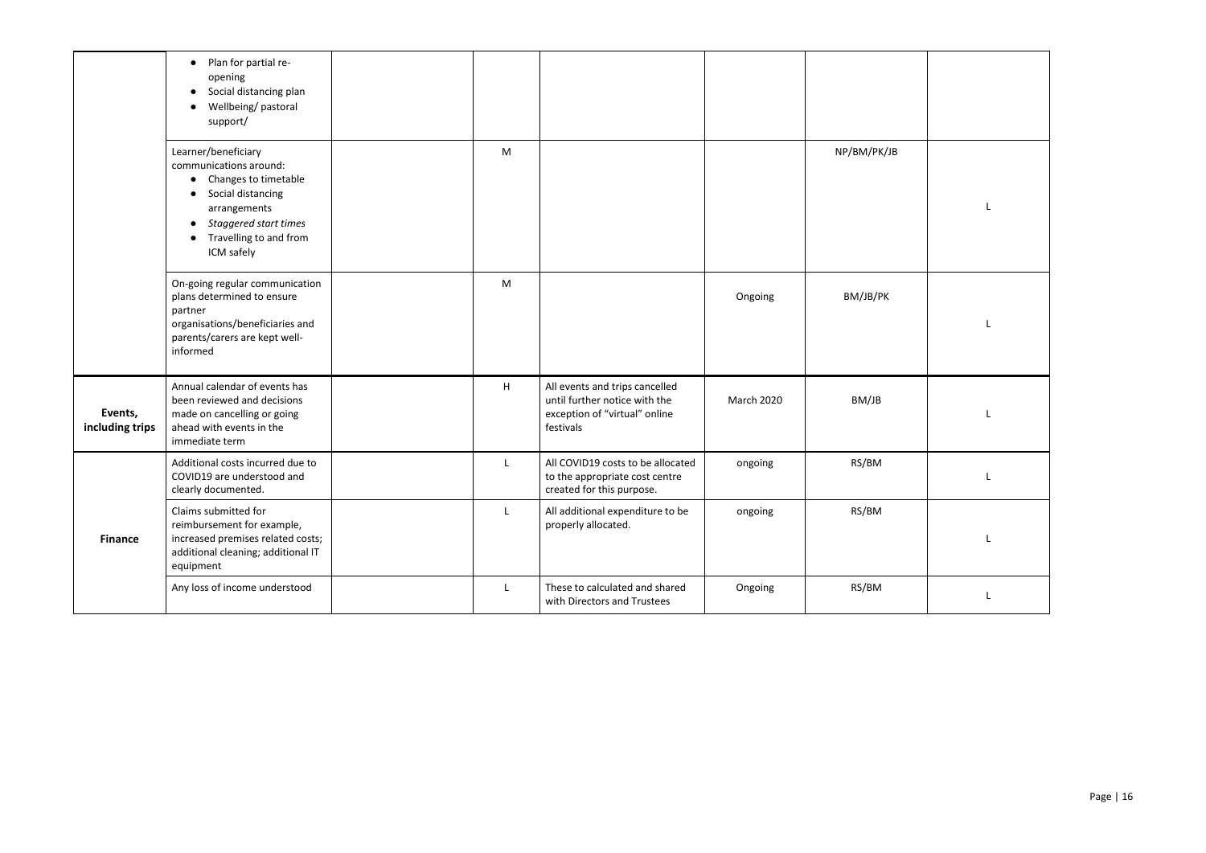| | | | | | | | |
|---|---|---|---|---|---|---|---|
| | • Plan for partial re-opening<br>• Social distancing plan<br>• Wellbeing/ pastoral support/ | | | | | | |
| | Learner/beneficiary communications around:<br>• Changes to timetable<br>• Social distancing arrangements<br>• *Staggered start times*<br>• Travelling to and from ICM safely | | M | | | NP/BM/PK/JB | L |
| | On-going regular communication plans determined to ensure partner organisations/beneficiaries and parents/carers are kept well-informed | | M | | Ongoing | BM/JB/PK | L |
| **Events, including trips** | Annual calendar of events has been reviewed and decisions made on cancelling or going ahead with events in the immediate term | | H | All events and trips cancelled until further notice with the exception of "virtual" online festivals | March 2020 | BM/JB | L |
| **Finance** | Additional costs incurred due to COVID19 are understood and clearly documented. | | L | All COVID19 costs to be allocated to the appropriate cost centre created for this purpose. | ongoing | RS/BM | L |
| | Claims submitted for reimbursement for example, increased premises related costs; additional cleaning; additional IT equipment | | L | All additional expenditure to be properly allocated. | ongoing | RS/BM | L |
| | Any loss of income understood | | L | These to calculated and shared with Directors and Trustees | Ongoing | RS/BM | L |